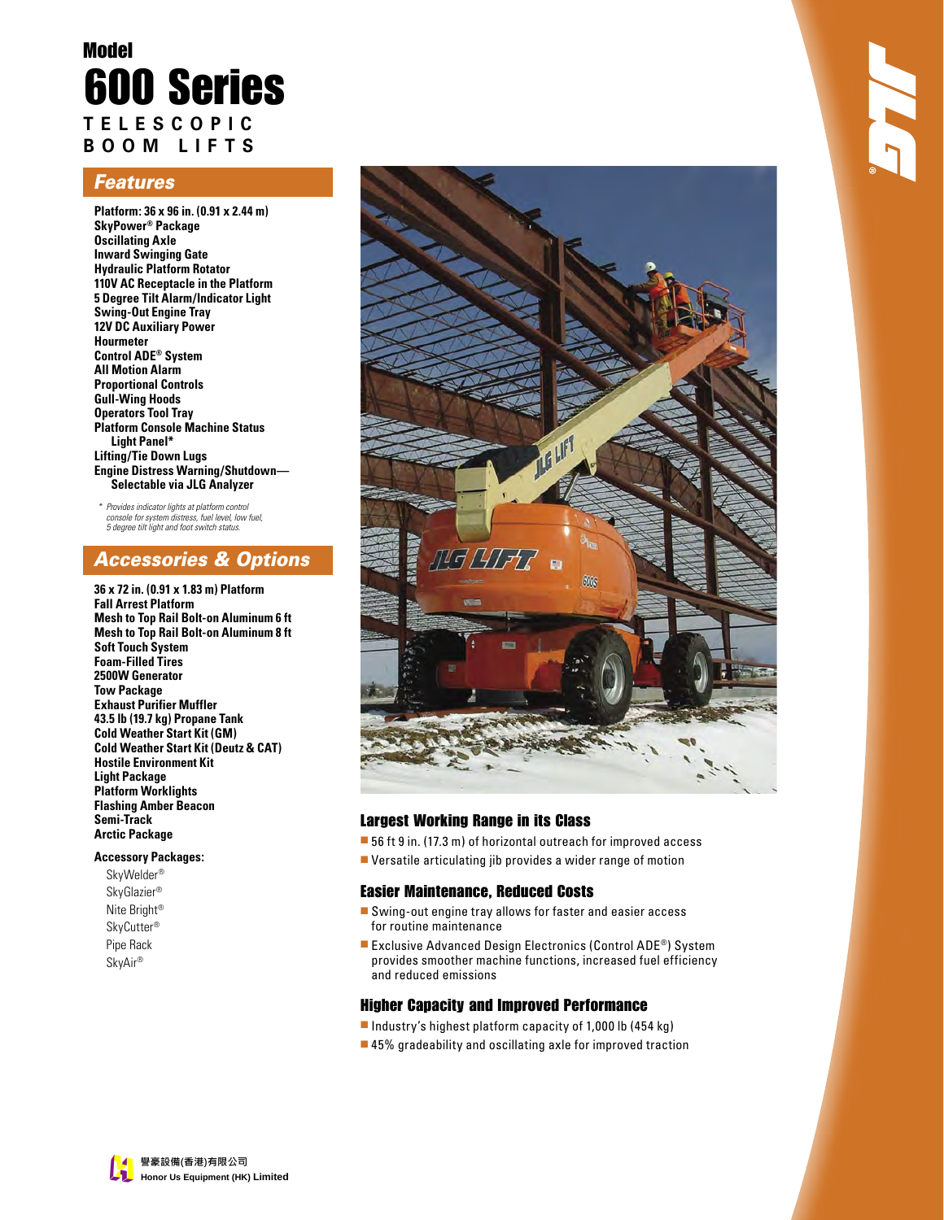# Model 600 Series

**TELESCOPIC BOOM LIFTS**

## Features

- Platform: 36 x 96 in. (0.91 x 2.44 m)
- SkyPower® Package
- Oscillating Axle
- Inward Swinging Gate
- Hydraulic Platform Rotator
- 110V AC Receptacle in the Platform
- 5 Degree Tilt Alarm/Indicator Light
- Swing-Out Engine Tray
- 12V DC Auxiliary Power
- Hourmeter
- Control ADE® System
- All Motion Alarm
- Proportional Controls
- Gull-Wing Hoods
- Operators Tool Tray
- Platform Console Machine Status Light Panel*
- Lifting/Tie Down Lugs
- Engine Distress Warning/Shutdown—Selectable via JLG Analyzer

*\* Provides indicator lights at platform control console for system distress, fuel level, low fuel, 5 degree tilt light and foot switch status.*

## Accessories & Options

- 36 x 72 in. (0.91 x 1.83 m) Platform
- Fall Arrest Platform
- Mesh to Top Rail Bolt-on Aluminum 6 ft
- Mesh to Top Rail Bolt-on Aluminum 8 ft
- Soft Touch System
- Foam-Filled Tires
- 2500W Generator
- Tow Package
- Exhaust Purifier Muffler
- 43.5 lb (19.7 kg) Propane Tank
- Cold Weather Start Kit (GM)
- Cold Weather Start Kit (Deutz & CAT)
- Hostile Environment Kit
- Light Package
- Platform Worklights
- Flashing Amber Beacon
- Semi-Track
- Arctic Package

**Accessory Packages:**

- SkyWelder®
- SkyGlazier®
- Nite Bright®
- SkyCutter®
- Pipe Rack
- SkyAir®

## Largest Working Range in its Class

- 56 ft 9 in. (17.3 m) of horizontal outreach for improved access
- Versatile articulating jib provides a wider range of motion

## Easier Maintenance, Reduced Costs

- Swing-out engine tray allows for faster and easier access for routine maintenance
- Exclusive Advanced Design Electronics (Control ADE®) System provides smoother machine functions, increased fuel efficiency and reduced emissions

## Higher Capacity and Improved Performance

- Industry's highest platform capacity of 1,000 lb (454 kg)
- 45% gradeability and oscillating axle for improved traction

譽豪設備(香港)有限公司
Honor Us Equipment (HK) Limited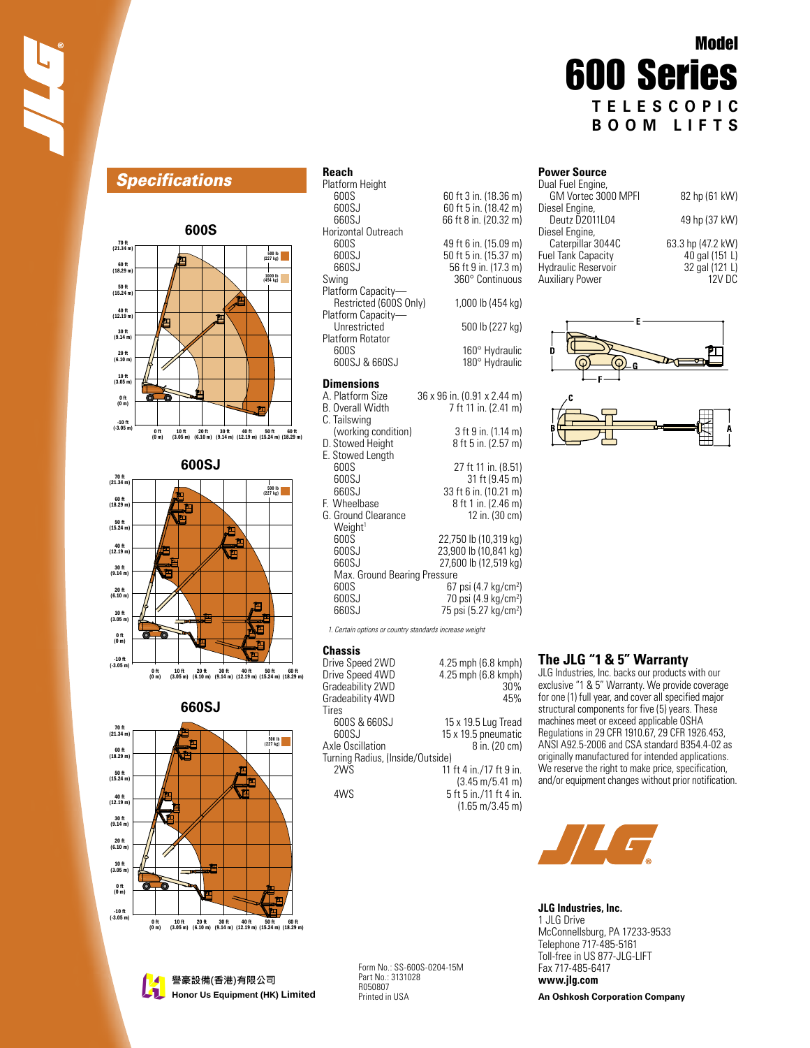# Model 600 Series

**TELESCOPIC BOOM LIFTS**

## Specifications

### 600S

70 ft (21.34 m)
60 ft (18.29 m)
50 ft (15.24 m)
40 ft (12.19 m)
30 ft (9.14 m)
20 ft (6.10 m)
10 ft (3.05 m)
0 ft (0 m)
-10 ft (-3.05 m)
0 ft (0 m)
10 ft (3.05 m)
20 ft (6.10 m)
30 ft (9.14 m)
40 ft (12.19 m)
50 ft (15.24 m)
60 ft (18.29 m)
500 lb (227 kg)
1000 lb (454 kg)

### 600SJ

70 ft (21.34 m)
60 ft (18.29 m)
50 ft (15.24 m)
40 ft (12.19 m)
30 ft (9.14 m)
20 ft (6.10 m)
10 ft (3.05 m)
0 ft (0 m)
-10 ft (-3.05 m)
0 ft (0 m)
10 ft (3.05 m)
20 ft (6.10 m)
30 ft (9.14 m)
40 ft (12.19 m)
50 ft (15.24 m)
60 ft (18.29 m)
500 lb (227 kg)

### 660SJ

70 ft (21.34 m)
60 ft (18.29 m)
50 ft (15.24 m)
40 ft (12.19 m)
30 ft (9.14 m)
20 ft (6.10 m)
10 ft (3.05 m)
0 ft (0 m)
-10 ft (-3.05 m)
0 ft (0 m)
10 ft (3.05 m)
20 ft (6.10 m)
30 ft (9.14 m)
40 ft (12.19 m)
50 ft (15.24 m)
60 ft (18.29 m)
500 lb (227 kg)

### Reach

| | |
|---|---|
| **Platform Height** | |
| 600S | 60 ft 3 in. (18.36 m) |
| 600SJ | 60 ft 5 in. (18.42 m) |
| 660SJ | 66 ft 8 in. (20.32 m) |
| **Horizontal Outreach** | |
| 600S | 49 ft 6 in. (15.09 m) |
| 600SJ | 50 ft 5 in. (15.37 m) |
| 660SJ | 56 ft 9 in. (17.3 m) |
| Swing | 360° Continuous |
| Platform Capacity—Restricted (600S Only) | 1,000 lb (454 kg) |
| Platform Capacity—Unrestricted | 500 lb (227 kg) |
| **Platform Rotator** | |
| 600S | 160° Hydraulic |
| 600SJ & 660SJ | 180° Hydraulic |

### Dimensions

| | |
|---|---|
| A. Platform Size | 36 x 96 in. (0.91 x 2.44 m) |
| B. Overall Width | 7 ft 11 in. (2.41 m) |
| C. Tailswing (working condition) | 3 ft 9 in. (1.14 m) |
| D. Stowed Height | 8 ft 5 in. (2.57 m) |
| E. Stowed Length | |
| 600S | 27 ft 11 in. (8.51) |
| 600SJ | 31 ft (9.45 m) |
| 660SJ | 33 ft 6 in. (10.21 m) |
| F. Wheelbase | 8 ft 1 in. (2.46 m) |
| G. Ground Clearance | 12 in. (30 cm) |
| Weight[1] | |
| 600S | 22,750 lb (10,319 kg) |
| 600SJ | 23,900 lb (10,841 kg) |
| 660SJ | 27,600 lb (12,519 kg) |
| Max. Ground Bearing Pressure | |
| 600S | 67 psi (4.7 kg/cm$^2$) |
| 600SJ | 70 psi (4.9 kg/cm$^2$) |
| 660SJ | 75 psi (5.27 kg/cm$^2$) |

*1. Certain options or country standards increase weight*

### Chassis

| | |
|---|---|
| Drive Speed 2WD | 4.25 mph (6.8 kmph) |
| Drive Speed 4WD | 4.25 mph (6.8 kmph) |
| Gradeability 2WD | 30% |
| Gradeability 4WD | 45% |
| **Tires** | |
| 600S & 660SJ | 15 x 19.5 Lug Tread |
| 600SJ | 15 x 19.5 pneumatic |
| Axle Oscillation | 8 in. (20 cm) |
| **Turning Radius, (Inside/Outside)** | |
| 2WS | 11 ft 4 in./17 ft 9 in. (3.45 m/5.41 m) |
| 4WS | 5 ft 5 in./11 ft 4 in. (1.65 m/3.45 m) |

### Power Source

| | |
|---|---|
| Dual Fuel Engine, GM Vortec 3000 MPFI | 82 hp (61 kW) |
| Diesel Engine, Deutz D2011L04 | 49 hp (37 kW) |
| Diesel Engine, Caterpillar 3044C | 63.3 hp (47.2 kW) |
| Fuel Tank Capacity | 40 gal (151 L) |
| Hydraulic Reservoir | 32 gal (121 L) |
| Auxiliary Power | 12V DC |

E
D
F
G
C
B
A

### The JLG "1 & 5" Warranty

JLG Industries, Inc. backs our products with our exclusive "1 & 5" Warranty. We provide coverage for one (1) full year, and cover all specified major structural components for five (5) years. These machines meet or exceed applicable OSHA Regulations in 29 CFR 1910.67, 29 CFR 1926.453, ANSI A92.5-2006 and CSA standard B354.4-02 as originally manufactured for intended applications. We reserve the right to make price, specification, and/or equipment changes without prior notification.

**JLG Industries, Inc.**
1 JLG Drive
McConnellsburg, PA 17233-9533
Telephone 717-485-5161
Toll-free in US 877-JLG-LIFT
Fax 717-485-6417
**www.jlg.com**

**An Oshkosh Corporation Company**

Form No.: SS-600S-0204-15M
Part No.: 3131028
R050807
Printed in USA

**譽豪設備(香港)有限公司**
**Honor Us Equipment (HK) Limited**